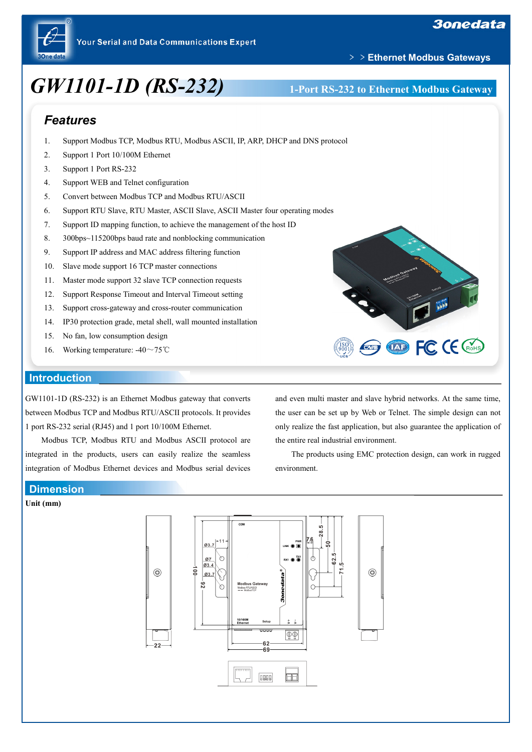# GW1101-1D (RS-232)

**1-Port RS-232 to Ethernet Modbus Gateway**

## Features

1. Support Modbus TCP, Modbus RTU, Modbus ASCII, IP, ARP, DHCP and DNS protocol
2. Support 1 Port 10/100M Ethernet
3. Support 1 Port RS-232
4. Support WEB and Telnet configuration
5. Convert between Modbus TCP and Modbus RTU/ASCII
6. Support RTU Slave, RTU Master, ASCII Slave, ASCII Master four operating modes
7. Support ID mapping function, to achieve the management of the host ID
8. 300bps~115200bps baud rate and nonblocking communication
9. Support IP address and MAC address filtering function
10. Slave mode support 16 TCP master connections
11. Master mode support 32 slave TCP connection requests
12. Support Response Timeout and Interval Timeout setting
13. Support cross-gateway and cross-router communication
14. IP30 protection grade, metal shell, wall mounted installation
15. No fan, low consumption design
16. Working temperature: -40～75℃

## Introduction

GW1101-1D (RS-232) is an Ethernet Modbus gateway that converts between Modbus TCP and Modbus RTU/ASCII protocols. It provides 1 port RS-232 serial (RJ45) and 1 port 10/100M Ethernet.

Modbus TCP, Modbus RTU and Modbus ASCII protocol are integrated in the products, users can easily realize the seamless integration of Modbus Ethernet devices and Modbus serial devices and even multi master and slave hybrid networks. At the same time, the user can be set up by Web or Telnet. The simple design can not only realize the fast application, but also guarantee the application of the entire real industrial environment.

The products using EMC protection design, can work in rugged environment.

## Dimension

**Unit (mm)**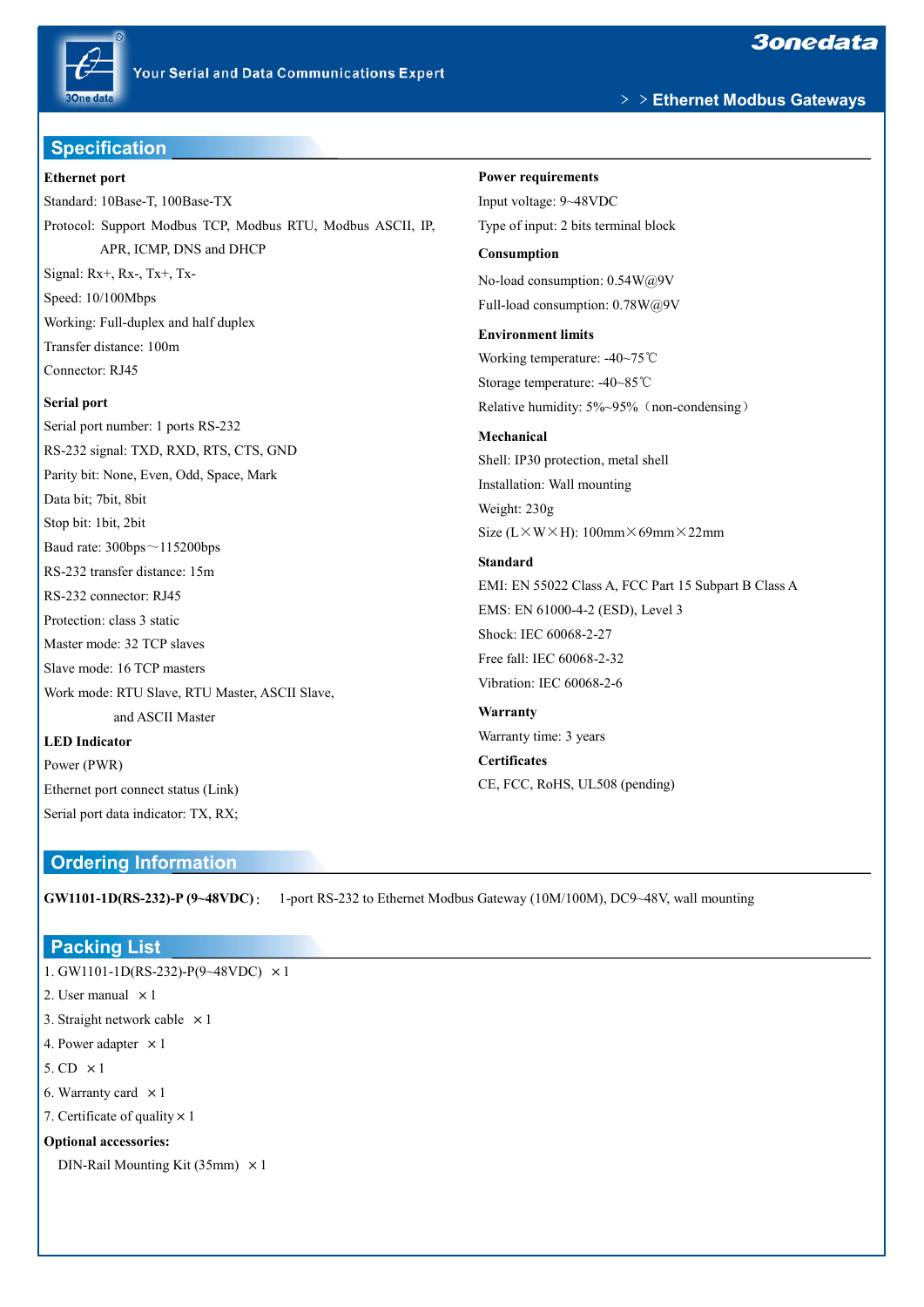## Specification

**Ethernet port**

Standard: 10Base-T, 100Base-TX

Protocol: Support Modbus TCP, Modbus RTU, Modbus ASCII, IP, APR, ICMP, DNS and DHCP

Signal: Rx+, Rx-, Tx+, Tx-

Speed: 10/100Mbps

Working: Full-duplex and half duplex

Transfer distance: 100m

Connector: RJ45

**Serial port**

Serial port number: 1 ports RS-232

RS-232 signal: TXD, RXD, RTS, CTS, GND

Parity bit: None, Even, Odd, Space, Mark

Data bit; 7bit, 8bit

Stop bit: 1bit, 2bit

Baud rate: 300bps～115200bps

RS-232 transfer distance: 15m

RS-232 connector: RJ45

Protection: class 3 static

Master mode: 32 TCP slaves

Slave mode: 16 TCP masters

Work mode: RTU Slave, RTU Master, ASCII Slave, and ASCII Master

**LED Indicator**

Power (PWR)

Ethernet port connect status (Link)

Serial port data indicator: TX, RX;

**Power requirements**

Input voltage: 9~48VDC

Type of input: 2 bits terminal block

**Consumption**

No-load consumption: 0.54W@9V

Full-load consumption: 0.78W@9V

**Environment limits**

Working temperature: -40~75℃

Storage temperature: -40~85℃

Relative humidity: 5%~95%（non-condensing）

**Mechanical**

Shell: IP30 protection, metal shell

Installation: Wall mounting

Weight: 230g

Size (L×W×H): 100mm×69mm×22mm

**Standard**

EMI: EN 55022 Class A, FCC Part 15 Subpart B Class A

EMS: EN 61000-4-2 (ESD), Level 3

Shock: IEC 60068-2-27

Free fall: IEC 60068-2-32

Vibration: IEC 60068-2-6

**Warranty**

Warranty time: 3 years

**Certificates**

CE, FCC, RoHS, UL508 (pending)

## Ordering Information

**GW1101-1D(RS-232)-P (9~48VDC)**： 1-port RS-232 to Ethernet Modbus Gateway (10M/100M), DC9~48V, wall mounting

## Packing List

1. GW1101-1D(RS-232)-P(9~48VDC) ×1
2. User manual ×1
3. Straight network cable ×1
4. Power adapter ×1
5. CD ×1
6. Warranty card ×1
7. Certificate of quality×1

**Optional accessories:**

DIN-Rail Mounting Kit (35mm) ×1